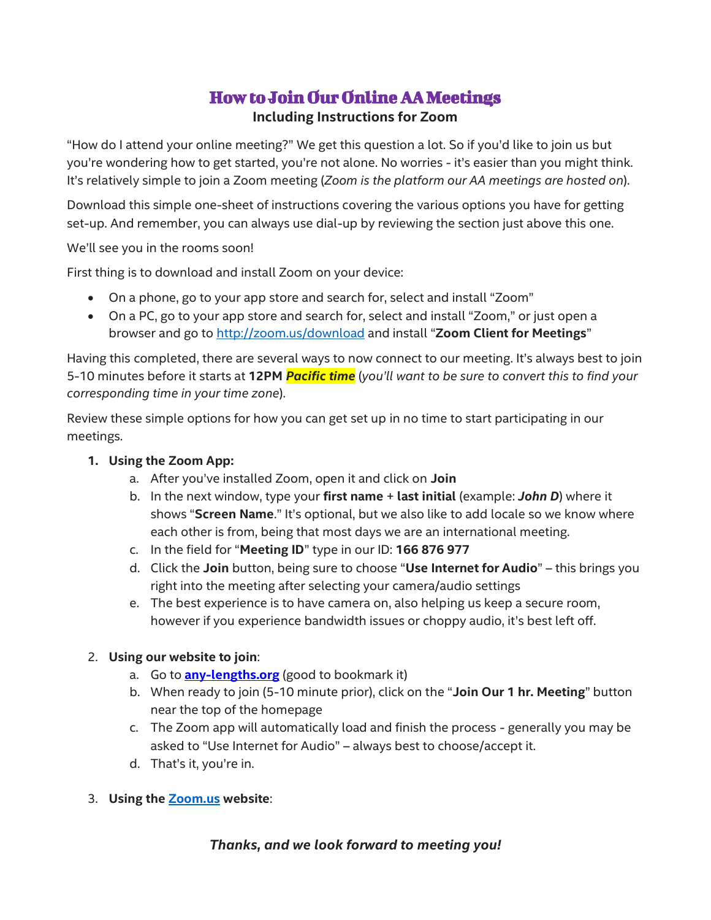# How to Join Our Online AA Meetings

**Including Instructions for Zoom**

"How do I attend your online meeting?" We get this question a lot. So if you'd like to join us but you're wondering how to get started, you're not alone. No worries - it's easier than you might think. It's relatively simple to join a Zoom meeting (*Zoom is the platform our AA meetings are hosted on*).

Download this simple one-sheet of instructions covering the various options you have for getting set-up. And remember, you can always use dial-up by reviewing the section just above this one.

We'll see you in the rooms soon!

First thing is to download and install Zoom on your device:

- On a phone, go to your app store and search for, select and install "Zoom"
- On a PC, go to your app store and search for, select and install "Zoom," or just open a browser and go to http://zoom.us/download and install "**Zoom Client for Meetings**"

Having this completed, there are several ways to now connect to our meeting. It's always best to join 5-10 minutes before it starts at **12PM *Pacific time*** (*you'll want to be sure to convert this to find your corresponding time in your time zone*).

Review these simple options for how you can get set up in no time to start participating in our meetings.

1. **Using the Zoom App:**
   a. After you've installed Zoom, open it and click on **Join**
   b. In the next window, type your **first name** + **last initial** (example: ***John D***) where it shows "**Screen Name**." It's optional, but we also like to add locale so we know where each other is from, being that most days we are an international meeting.
   c. In the field for "**Meeting ID**" type in our ID: **166 876 977**
   d. Click the **Join** button, being sure to choose "**Use Internet for Audio**" – this brings you right into the meeting after selecting your camera/audio settings
   e. The best experience is to have camera on, also helping us keep a secure room, however if you experience bandwidth issues or choppy audio, it's best left off.

2. **Using our website to join**:
   a. Go to **any-lengths.org** (good to bookmark it)
   b. When ready to join (5-10 minute prior), click on the "**Join Our 1 hr. Meeting**" button near the top of the homepage
   c. The Zoom app will automatically load and finish the process - generally you may be asked to "Use Internet for Audio" – always best to choose/accept it.
   d. That's it, you're in.

3. **Using the Zoom.us website**:

***Thanks, and we look forward to meeting you!***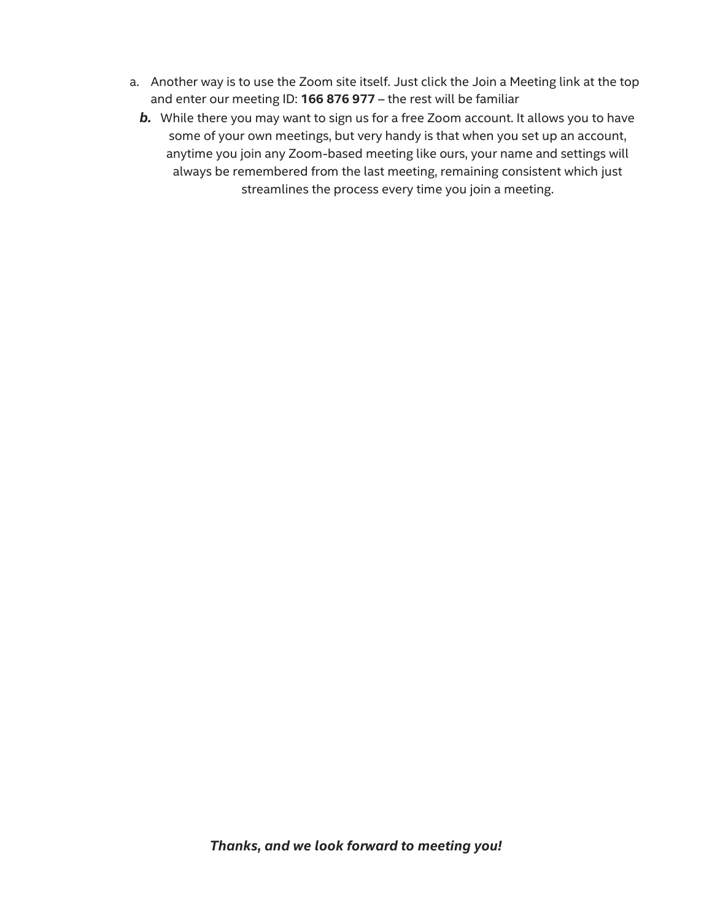a. Another way is to use the Zoom site itself. Just click the Join a Meeting link at the top and enter our meeting ID: **166 876 977** – the rest will be familiar

***b.*** While there you may want to sign us for a free Zoom account. It allows you to have some of your own meetings, but very handy is that when you set up an account, anytime you join any Zoom-based meeting like ours, your name and settings will always be remembered from the last meeting, remaining consistent which just streamlines the process every time you join a meeting.

***Thanks, and we look forward to meeting you!***